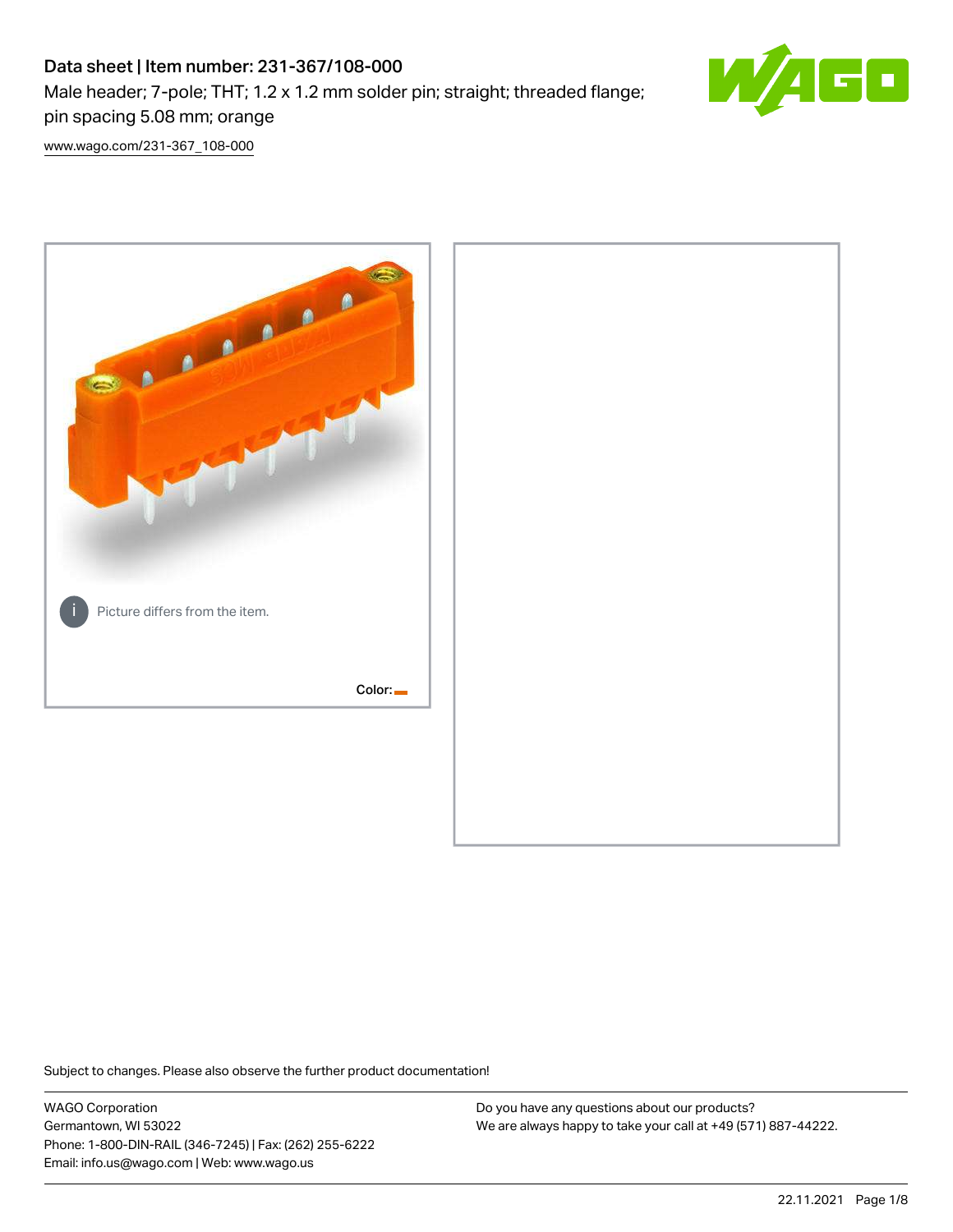# Data sheet | Item number: 231-367/108-000

Male header; 7-pole; THT; 1.2 x 1.2 mm solder pin; straight; threaded flange; pin spacing 5.08 mm; orange

[www.wago.com/231-367_108-000](www.wago.com/231-367_108-000)

Picture differs from the item.

Color:

Subject to changes. Please also observe the further product documentation!

WAGO Corporation
Germantown, WI 53022
Phone: 1-800-DIN-RAIL (346-7245) | Fax: (262) 255-6222
Email: info.us@wago.com | Web: www.wago.us

Do you have any questions about our products?
We are always happy to take your call at +49 (571) 887-44222.

22.11.2021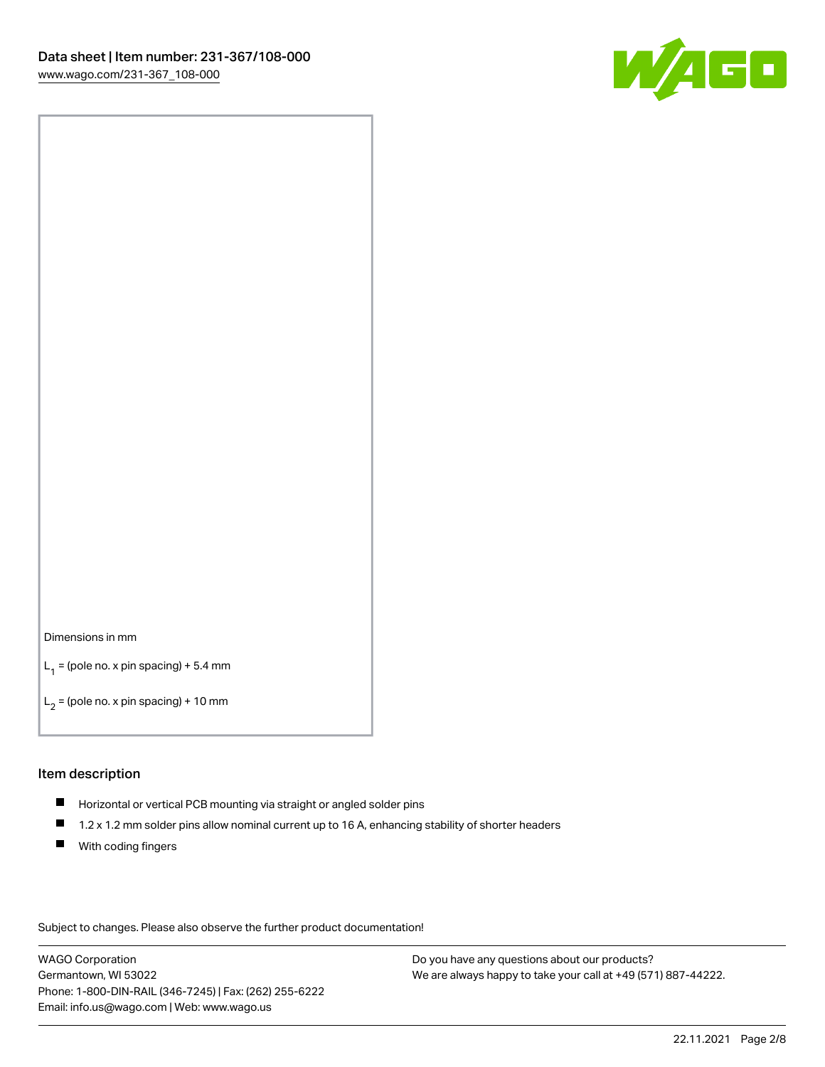Dimensions in mm

$L_1$ = (pole no. x pin spacing) + 5.4 mm

$L_2$ = (pole no. x pin spacing) + 10 mm

## Item description

- Horizontal or vertical PCB mounting via straight or angled solder pins
- 1.2 x 1.2 mm solder pins allow nominal current up to 16 A, enhancing stability of shorter headers
- With coding fingers

Subject to changes. Please also observe the further product documentation!

WAGO Corporation
Germantown, WI 53022
Phone: 1-800-DIN-RAIL (346-7245) | Fax: (262) 255-6222
Email: info.us@wago.com | Web: www.wago.us

Do you have any questions about our products?
We are always happy to take your call at +49 (571) 887-44222.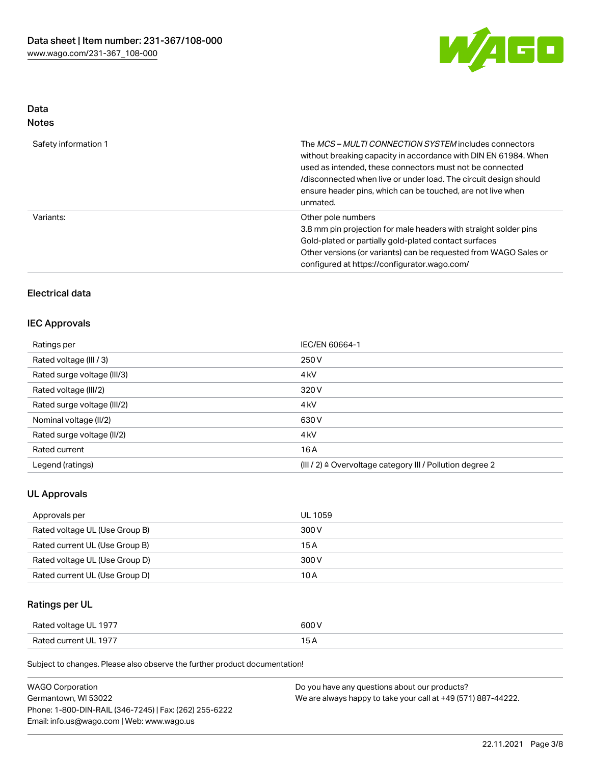## Data
### Notes

| | |
|---|---|
| Safety information 1 | The *MCS – MULTI CONNECTION SYSTEM* includes connectors without breaking capacity in accordance with DIN EN 61984. When used as intended, these connectors must not be connected /disconnected when live or under load. The circuit design should ensure header pins, which can be touched, are not live when unmated. |
| Variants: | Other pole numbers<br>3.8 mm pin projection for male headers with straight solder pins<br>Gold-plated or partially gold-plated contact surfaces<br>Other versions (or variants) can be requested from WAGO Sales or configured at https://configurator.wago.com/ |

## Electrical data

### IEC Approvals

| | |
|---|---|
| Ratings per | IEC/EN 60664-1 |
| Rated voltage (III / 3) | 250 V |
| Rated surge voltage (III/3) | 4 kV |
| Rated voltage (III/2) | 320 V |
| Rated surge voltage (III/2) | 4 kV |
| Nominal voltage (II/2) | 630 V |
| Rated surge voltage (II/2) | 4 kV |
| Rated current | 16 A |
| Legend (ratings) | (III / 2) ≙ Overvoltage category III / Pollution degree 2 |

### UL Approvals

| | |
|---|---|
| Approvals per | UL 1059 |
| Rated voltage UL (Use Group B) | 300 V |
| Rated current UL (Use Group B) | 15 A |
| Rated voltage UL (Use Group D) | 300 V |
| Rated current UL (Use Group D) | 10 A |

### Ratings per UL

| | |
|---|---|
| Rated voltage UL 1977 | 600 V |
| Rated current UL 1977 | 15 A |

Subject to changes. Please also observe the further product documentation!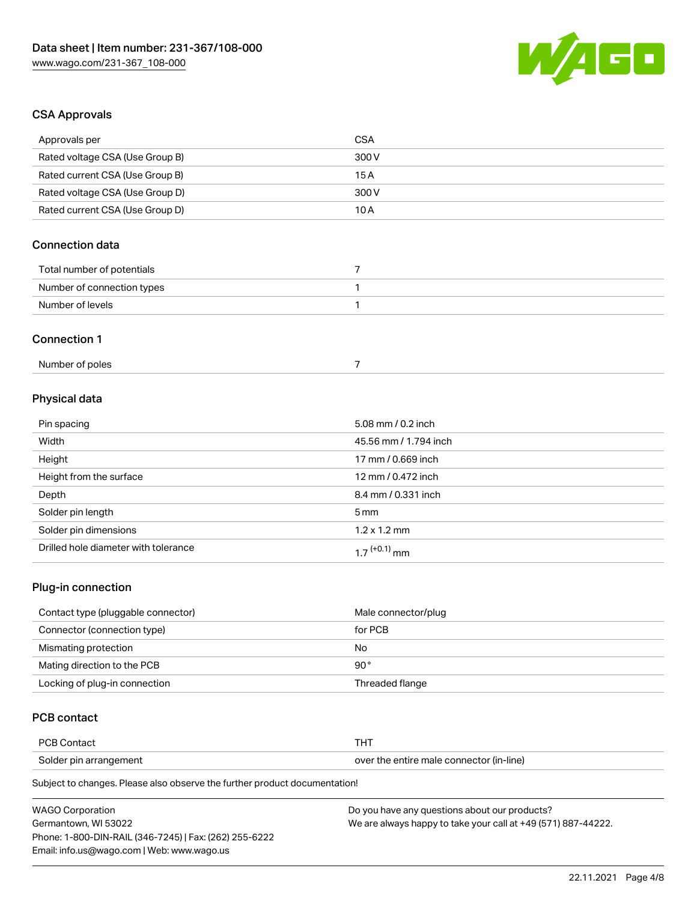## CSA Approvals

| | |
|---|---|
| Approvals per | CSA |
| Rated voltage CSA (Use Group B) | 300 V |
| Rated current CSA (Use Group B) | 15 A |
| Rated voltage CSA (Use Group D) | 300 V |
| Rated current CSA (Use Group D) | 10 A |

## Connection data

| | |
|---|---|
| Total number of potentials | 7 |
| Number of connection types | 1 |
| Number of levels | 1 |

## Connection 1

| | |
|---|---|
| Number of poles | 7 |

## Physical data

| | |
|---|---|
| Pin spacing | 5.08 mm / 0.2 inch |
| Width | 45.56 mm / 1.794 inch |
| Height | 17 mm / 0.669 inch |
| Height from the surface | 12 mm / 0.472 inch |
| Depth | 8.4 mm / 0.331 inch |
| Solder pin length | 5 mm |
| Solder pin dimensions | 1.2 x 1.2 mm |
| Drilled hole diameter with tolerance | $1.7^{(+0.1)}$ mm |

## Plug-in connection

| | |
|---|---|
| Contact type (pluggable connector) | Male connector/plug |
| Connector (connection type) | for PCB |
| Mismating protection | No |
| Mating direction to the PCB | 90 ° |
| Locking of plug-in connection | Threaded flange |

## PCB contact

| | |
|---|---|
| PCB Contact | THT |
| Solder pin arrangement | over the entire male connector (in-line) |

Subject to changes. Please also observe the further product documentation!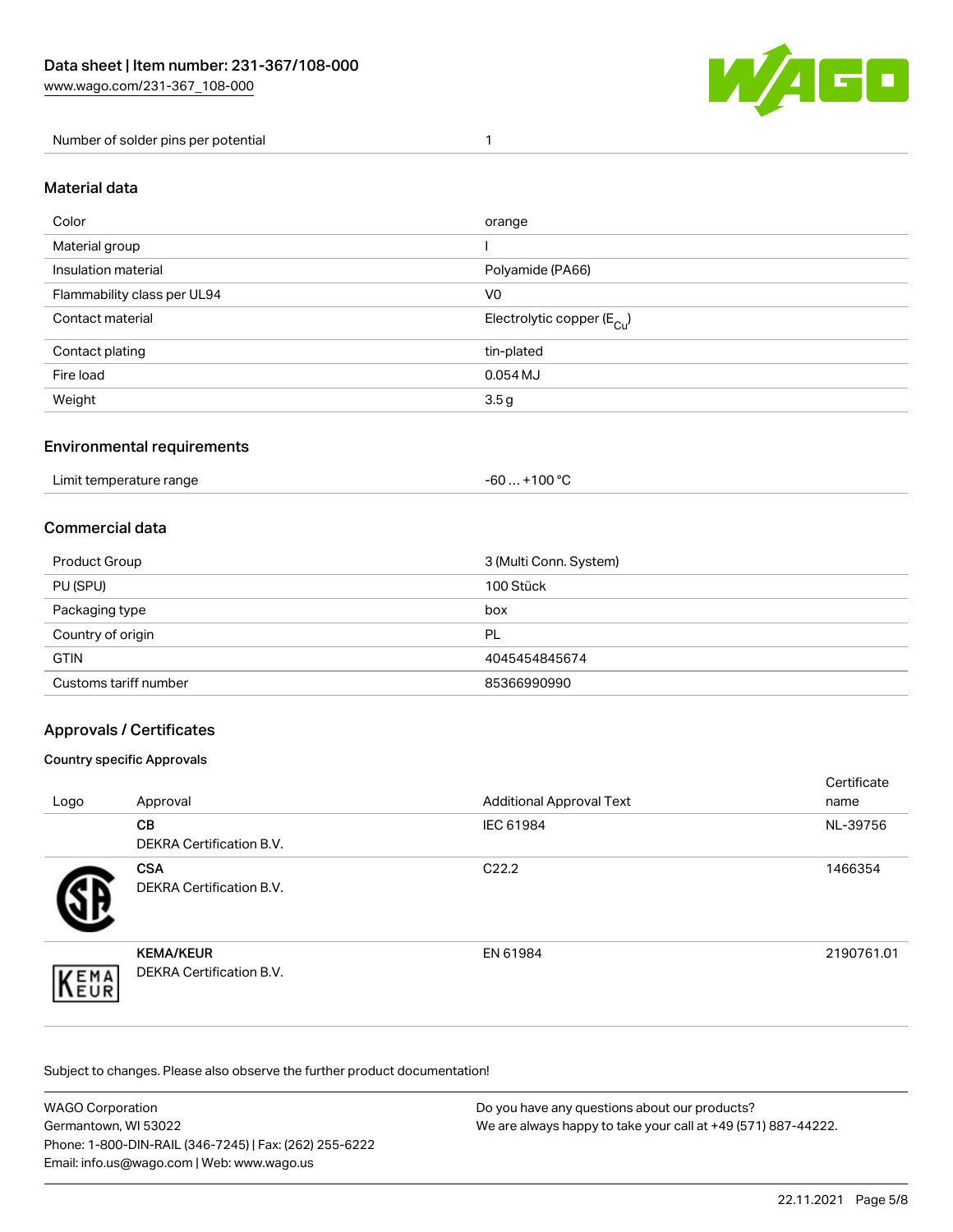| Number of solder pins per potential | 1 |
| --- | --- |

## Material data

| Color | orange |
| --- | --- |
| Material group | I |
| Insulation material | Polyamide (PA66) |
| Flammability class per UL94 | V0 |
| Contact material | Electrolytic copper ($E_{Cu}$) |
| Contact plating | tin-plated |
| Fire load | 0.054 MJ |
| Weight | 3.5 g |

## Environmental requirements

| Limit temperature range | -60 … +100 °C |
| --- | --- |

## Commercial data

| Product Group | 3 (Multi Conn. System) |
| --- | --- |
| PU (SPU) | 100 Stück |
| Packaging type | box |
| Country of origin | PL |
| GTIN | 4045454845674 |
| Customs tariff number | 85366990990 |

## Approvals / Certificates

### Country specific Approvals

| Logo | Approval | Additional Approval Text | Certificate name |
| --- | --- | --- | --- |
| | **CB** DEKRA Certification B.V. | IEC 61984 | NL-39756 |
| | **CSA** DEKRA Certification B.V. | C22.2 | 1466354 |
| | **KEMA/KEUR** DEKRA Certification B.V. | EN 61984 | 2190761.01 |

Subject to changes. Please also observe the further product documentation!

WAGO Corporation
Germantown, WI 53022
Phone: 1-800-DIN-RAIL (346-7245) | Fax: (262) 255-6222
Email: info.us@wago.com | Web: www.wago.us

Do you have any questions about our products?
We are always happy to take your call at +49 (571) 887-44222.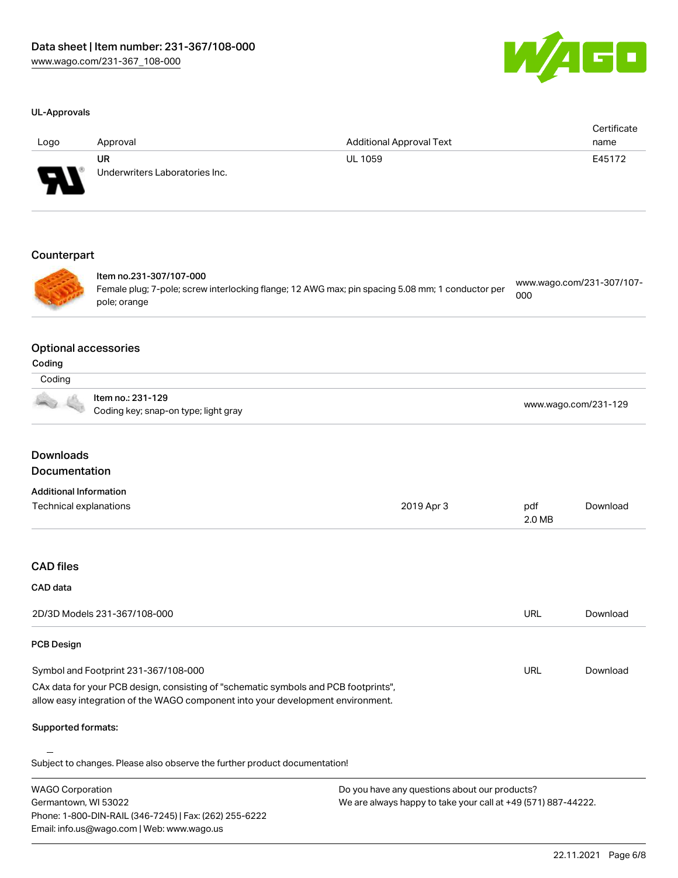## UL-Approvals

| Logo | Approval | Additional Approval Text | Certificate name |
| --- | --- | --- | --- |
| | UR<br>Underwriters Laboratories Inc. | UL 1059 | E45172 |

## Counterpart

| | | |
| --- | --- | --- |
| | **Item no.231-307/107-000**<br>Female plug; 7-pole; screw interlocking flange; 12 AWG max; pin spacing 5.08 mm; 1 conductor per pole; orange | www.wago.com/231-307/107-000 |

## Optional accessories

### Coding

| Coding | | |
| --- | --- | --- |
| | **Item no.: 231-129**<br>Coding key; snap-on type; light gray | www.wago.com/231-129 |

## Downloads

### Documentation

**Additional Information**

| | | | |
| --- | --- | --- | --- |
| Technical explanations | 2019 Apr 3 | pdf<br>2.0 MB | Download |

### CAD files

**CAD data**

| | | |
| --- | --- | --- |
| 2D/3D Models 231-367/108-000 | URL | Download |

**PCB Design**

| | | |
| --- | --- | --- |
| Symbol and Footprint 231-367/108-000 | URL | Download |

CAx data for your PCB design, consisting of "schematic symbols and PCB footprints", allow easy integration of the WAGO component into your development environment.

**Supported formats:**

Subject to changes. Please also observe the further product documentation!

WAGO Corporation
Germantown, WI 53022
Phone: 1-800-DIN-RAIL (346-7245) | Fax: (262) 255-6222
Email: info.us@wago.com | Web: www.wago.us

Do you have any questions about our products?
We are always happy to take your call at +49 (571) 887-44222.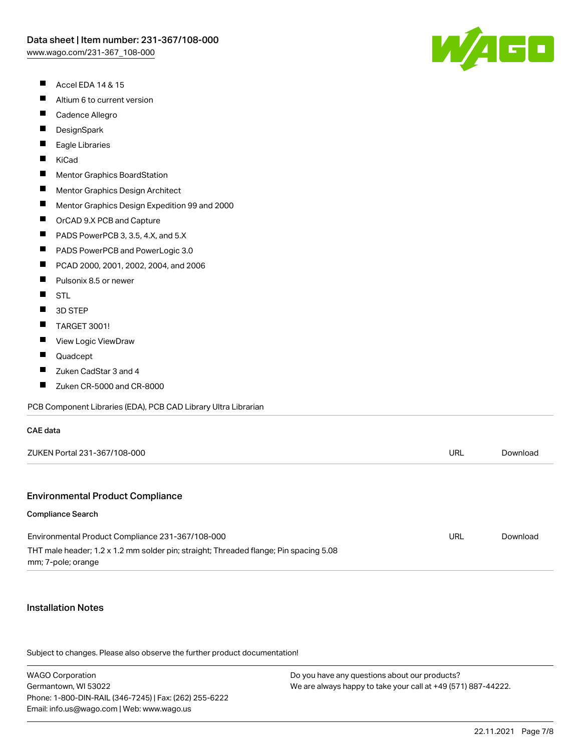- Accel EDA 14 & 15
- Altium 6 to current version
- Cadence Allegro
- DesignSpark
- Eagle Libraries
- KiCad
- Mentor Graphics BoardStation
- Mentor Graphics Design Architect
- Mentor Graphics Design Expedition 99 and 2000
- OrCAD 9.X PCB and Capture
- PADS PowerPCB 3, 3.5, 4.X, and 5.X
- PADS PowerPCB and PowerLogic 3.0
- PCAD 2000, 2001, 2002, 2004, and 2006
- Pulsonix 8.5 or newer
- STL
- 3D STEP
- TARGET 3001!
- View Logic ViewDraw
- Quadcept
- Zuken CadStar 3 and 4
- Zuken CR-5000 and CR-8000

PCB Component Libraries (EDA), PCB CAD Library Ultra Librarian

#### CAE data

| | | |
|---|---|---|
| ZUKEN Portal 231-367/108-000 | URL | Download |

## Environmental Product Compliance

#### Compliance Search

| | | |
|---|---|---|
| Environmental Product Compliance 231-367/108-000<br>THT male header; 1.2 x 1.2 mm solder pin; straight; Threaded flange; Pin spacing 5.08 mm; 7-pole; orange | URL | Download |

## Installation Notes

Subject to changes. Please also observe the further product documentation!

WAGO Corporation
Germantown, WI 53022
Phone: 1-800-DIN-RAIL (346-7245) | Fax: (262) 255-6222
Email: info.us@wago.com | Web: www.wago.us

Do you have any questions about our products?
We are always happy to take your call at +49 (571) 887-44222.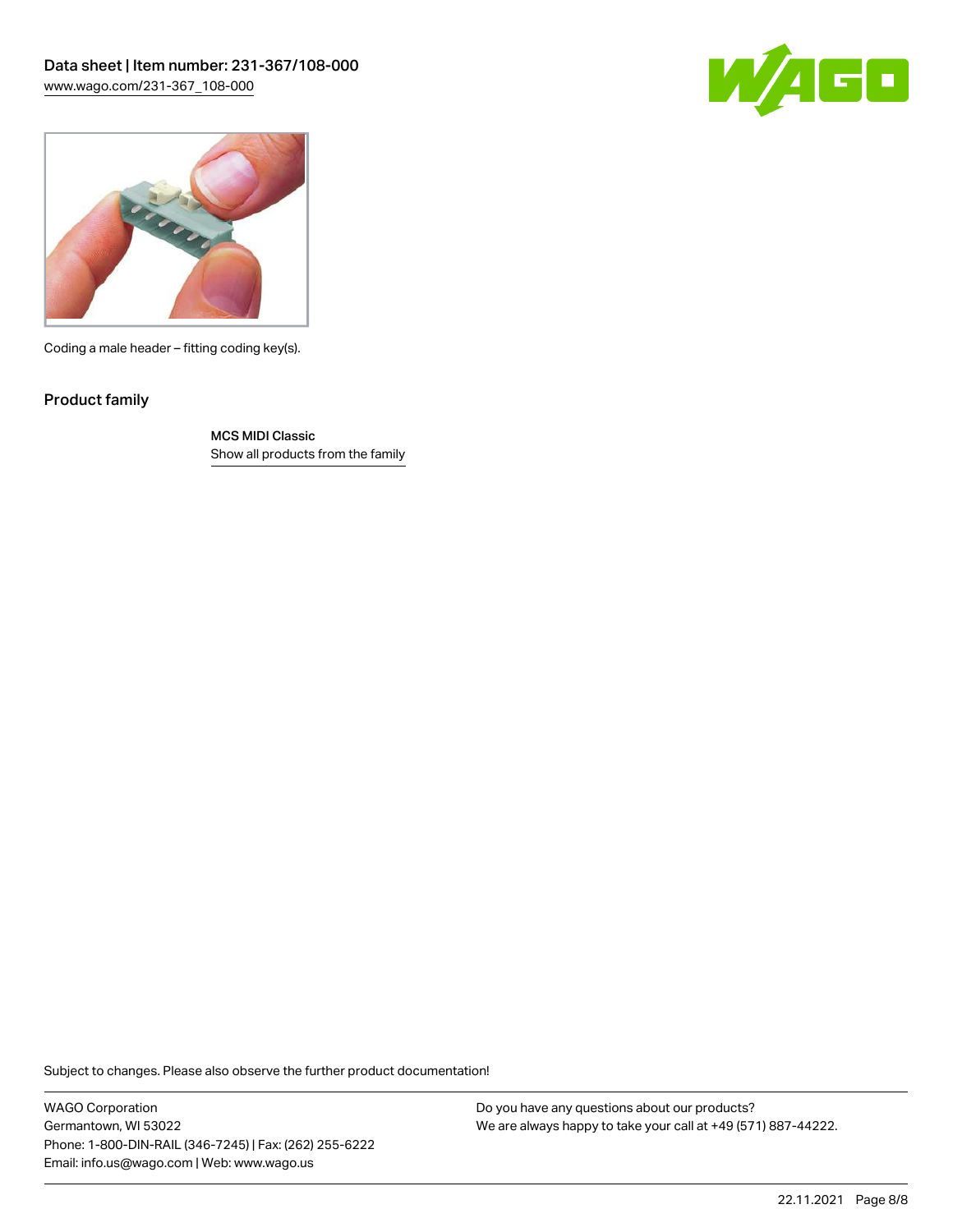Coding a male header – fitting coding key(s).

## Product family

MCS MIDI Classic
Show all products from the family

Subject to changes. Please also observe the further product documentation!

WAGO Corporation
Germantown, WI 53022
Phone: 1-800-DIN-RAIL (346-7245) | Fax: (262) 255-6222
Email: info.us@wago.com | Web: www.wago.us

Do you have any questions about our products?
We are always happy to take your call at +49 (571) 887-44222.